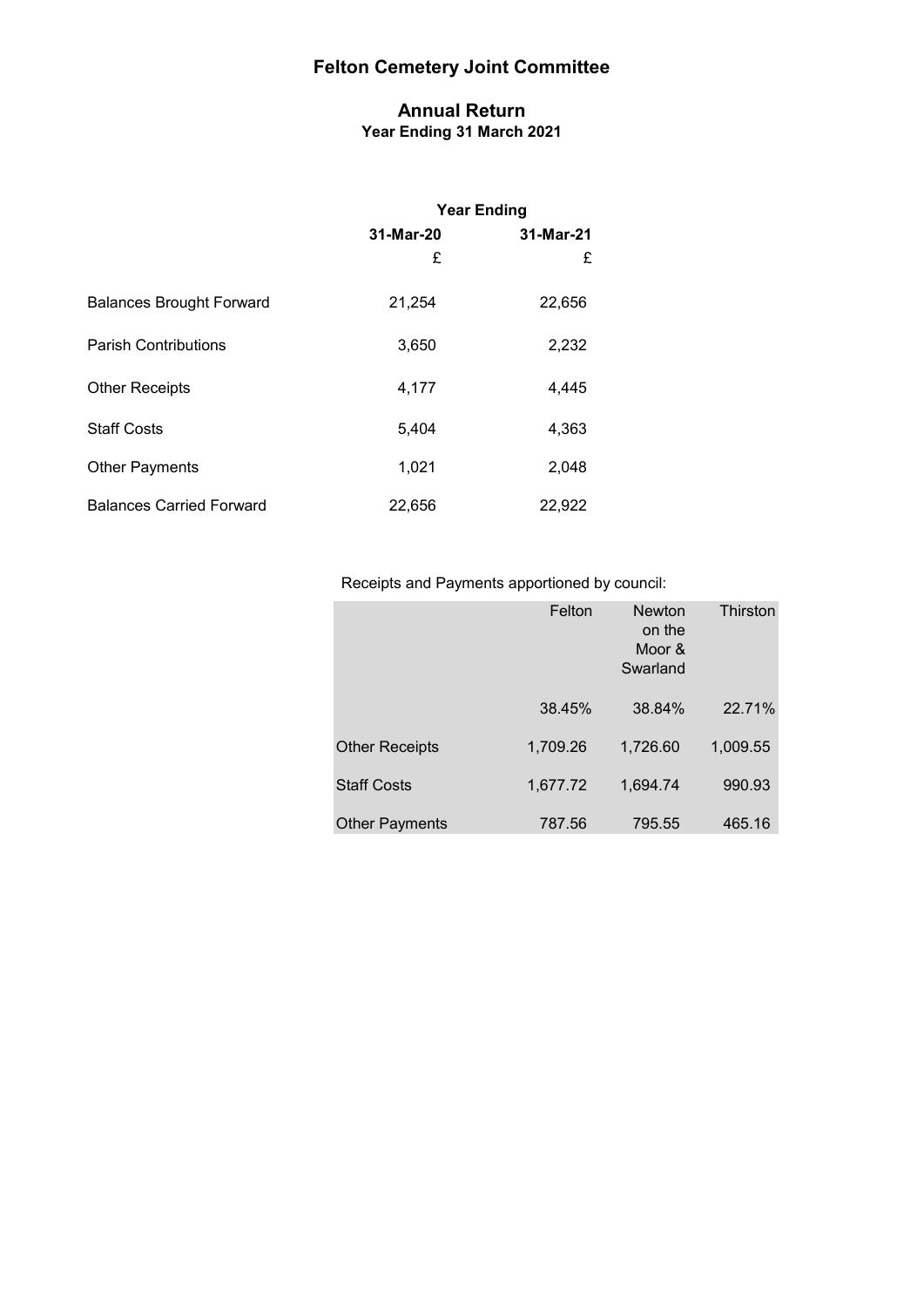# Felton Cemetery Joint Committee

## Annual Return

### Year Ending 31 March 2021

| | Year Ending | |
|---|---|---|
| | 31-Mar-20 | 31-Mar-21 |
| | £ | £ |
| Balances Brought Forward | 21,254 | 22,656 |
| Parish Contributions | 3,650 | 2,232 |
| Other Receipts | 4,177 | 4,445 |
| Staff Costs | 5,404 | 4,363 |
| Other Payments | 1,021 | 2,048 |
| Balances Carried Forward | 22,656 | 22,922 |

Receipts and Payments apportioned by council:

| | Felton | Newton on the Moor & Swarland | Thirston |
|---|---|---|---|
| | 38.45% | 38.84% | 22.71% |
| Other Receipts | 1,709.26 | 1,726.60 | 1,009.55 |
| Staff Costs | 1,677.72 | 1,694.74 | 990.93 |
| Other Payments | 787.56 | 795.55 | 465.16 |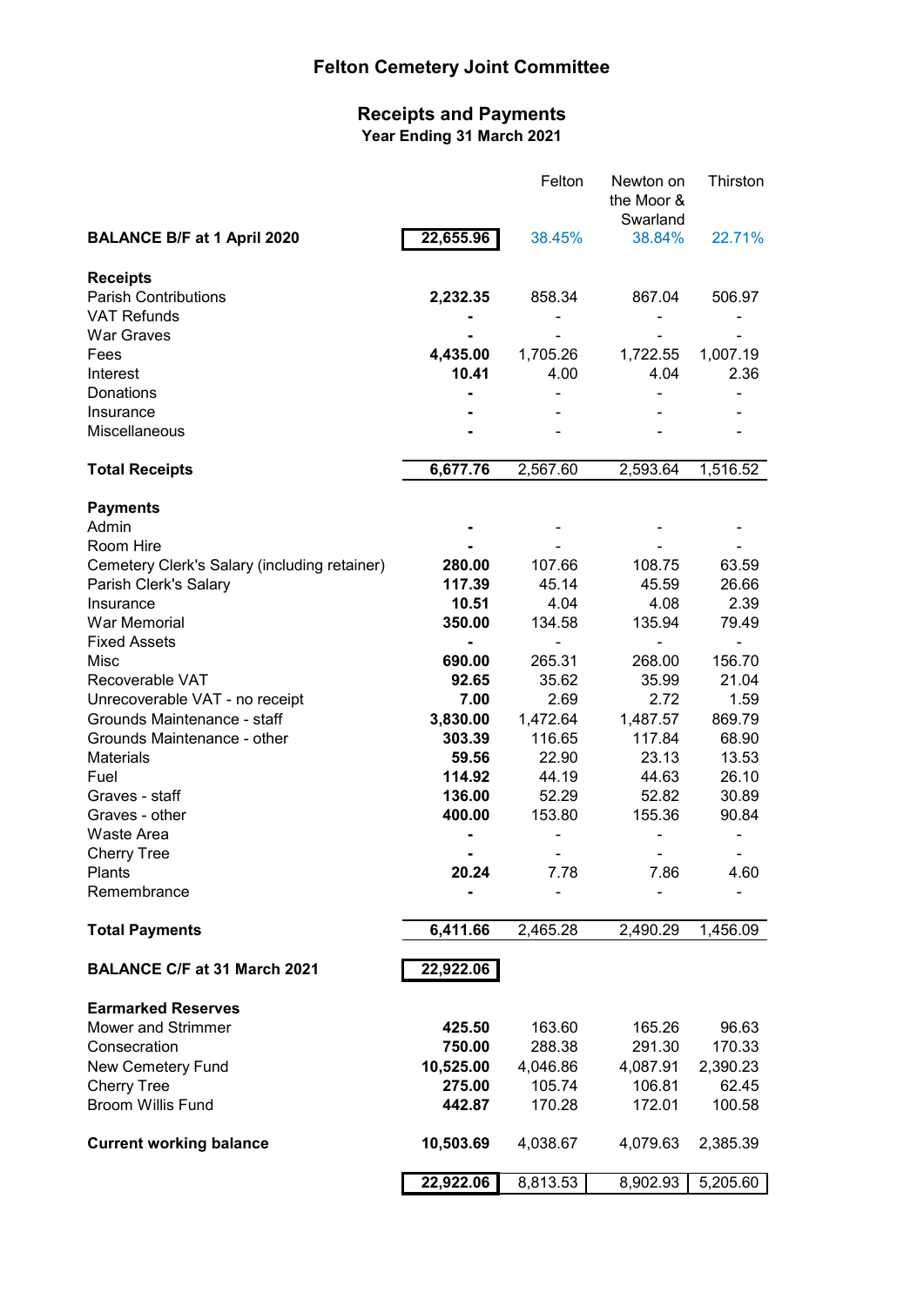# Felton Cemetery Joint Committee

## Receipts and Payments

### Year Ending 31 March 2021

| | | Felton | Newton on the Moor & Swarland | Thirston |
|---|---|---|---|---|
| **BALANCE B/F at 1 April 2020** | **22,655.96** | 38.45% | 38.84% | 22.71% |
| | | | | |
| **Receipts** | | | | |
| Parish Contributions | **2,232.35** | 858.34 | 867.04 | 506.97 |
| VAT Refunds | **-** | - | - | - |
| War Graves | **-** | - | - | - |
| Fees | **4,435.00** | 1,705.26 | 1,722.55 | 1,007.19 |
| Interest | **10.41** | 4.00 | 4.04 | 2.36 |
| Donations | **-** | - | - | - |
| Insurance | **-** | - | - | - |
| Miscellaneous | **-** | - | - | - |
| | | | | |
| **Total Receipts** | **6,677.76** | 2,567.60 | 2,593.64 | 1,516.52 |
| | | | | |
| **Payments** | | | | |
| Admin | **-** | - | - | - |
| Room Hire | **-** | - | - | - |
| Cemetery Clerk's Salary (including retainer) | **280.00** | 107.66 | 108.75 | 63.59 |
| Parish Clerk's Salary | **117.39** | 45.14 | 45.59 | 26.66 |
| Insurance | **10.51** | 4.04 | 4.08 | 2.39 |
| War Memorial | **350.00** | 134.58 | 135.94 | 79.49 |
| Fixed Assets | **-** | - | - | - |
| Misc | **690.00** | 265.31 | 268.00 | 156.70 |
| Recoverable VAT | **92.65** | 35.62 | 35.99 | 21.04 |
| Unrecoverable VAT - no receipt | **7.00** | 2.69 | 2.72 | 1.59 |
| Grounds Maintenance - staff | **3,830.00** | 1,472.64 | 1,487.57 | 869.79 |
| Grounds Maintenance - other | **303.39** | 116.65 | 117.84 | 68.90 |
| Materials | **59.56** | 22.90 | 23.13 | 13.53 |
| Fuel | **114.92** | 44.19 | 44.63 | 26.10 |
| Graves - staff | **136.00** | 52.29 | 52.82 | 30.89 |
| Graves - other | **400.00** | 153.80 | 155.36 | 90.84 |
| Waste Area | **-** | - | - | - |
| Cherry Tree | **-** | - | - | - |
| Plants | **20.24** | 7.78 | 7.86 | 4.60 |
| Remembrance | **-** | - | - | - |
| | | | | |
| **Total Payments** | **6,411.66** | 2,465.28 | 2,490.29 | 1,456.09 |
| | | | | |
| **BALANCE C/F at 31 March 2021** | **22,922.06** | | | |
| | | | | |
| **Earmarked Reserves** | | | | |
| Mower and Strimmer | **425.50** | 163.60 | 165.26 | 96.63 |
| Consecration | **750.00** | 288.38 | 291.30 | 170.33 |
| New Cemetery Fund | **10,525.00** | 4,046.86 | 4,087.91 | 2,390.23 |
| Cherry Tree | **275.00** | 105.74 | 106.81 | 62.45 |
| Broom Willis Fund | **442.87** | 170.28 | 172.01 | 100.58 |
| | | | | |
| **Current working balance** | **10,503.69** | 4,038.67 | 4,079.63 | 2,385.39 |
| | | | | |
| | **22,922.06** | 8,813.53 | 8,902.93 | 5,205.60 |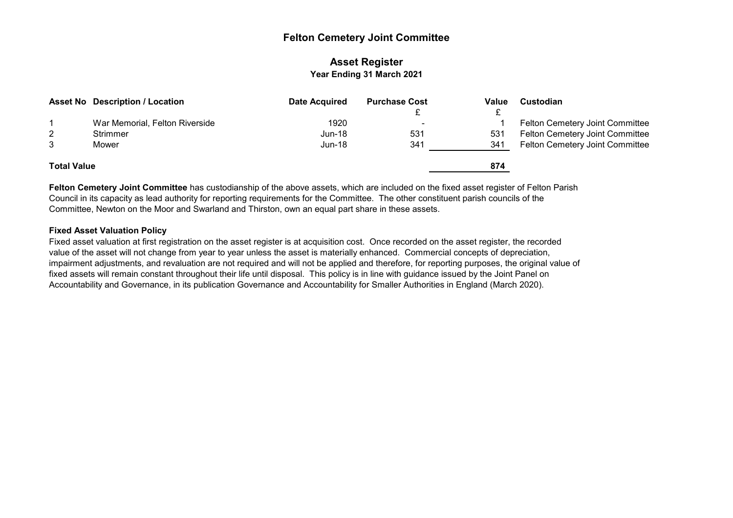# Felton Cemetery Joint Committee

## Asset Register

### Year Ending 31 March 2021

| Asset No | Description / Location | Date Acquired | Purchase Cost | Value | Custodian |
|---|---|---|---|---|---|
| | | | £ | £ | |
| 1 | War Memorial, Felton Riverside | 1920 | - | 1 | Felton Cemetery Joint Committee |
| 2 | Strimmer | Jun-18 | 531 | 531 | Felton Cemetery Joint Committee |
| 3 | Mower | Jun-18 | 341 | 341 | Felton Cemetery Joint Committee |
| **Total Value** | | | | **874** | |

**Felton Cemetery Joint Committee** has custodianship of the above assets, which are included on the fixed asset register of Felton Parish Council in its capacity as lead authority for reporting requirements for the Committee. The other constituent parish councils of the Committee, Newton on the Moor and Swarland and Thirston, own an equal part share in these assets.

**Fixed Asset Valuation Policy**

Fixed asset valuation at first registration on the asset register is at acquisition cost. Once recorded on the asset register, the recorded value of the asset will not change from year to year unless the asset is materially enhanced. Commercial concepts of depreciation, impairment adjustments, and revaluation are not required and will not be applied and therefore, for reporting purposes, the original value of fixed assets will remain constant throughout their life until disposal. This policy is in line with guidance issued by the Joint Panel on Accountability and Governance, in its publication Governance and Accountability for Smaller Authorities in England (March 2020).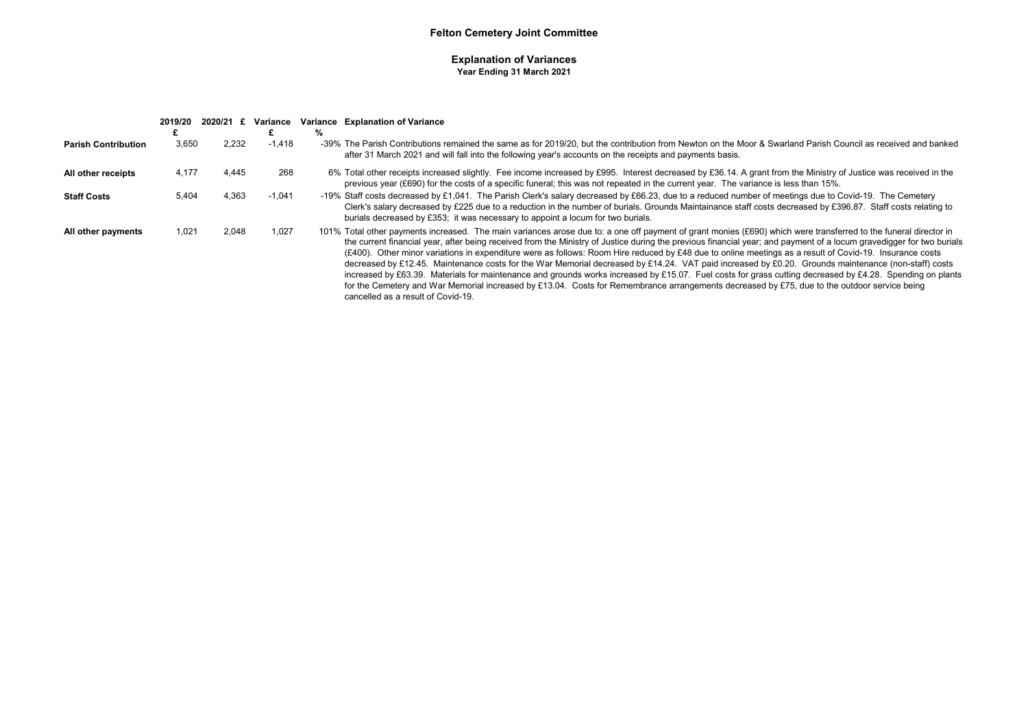# Felton Cemetery Joint Committee

## Explanation of Variances

### Year Ending 31 March 2021

| | 2019/20 £ | 2020/21 £ | Variance £ | Variance % | Explanation of Variance |
|---|---|---|---|---|---|
| **Parish Contribution** | 3,650 | 2,232 | -1,418 | -39% | The Parish Contributions remained the same as for 2019/20, but the contribution from Newton on the Moor & Swarland Parish Council as received and banked after 31 March 2021 and will fall into the following year's accounts on the receipts and payments basis. |
| **All other receipts** | 4,177 | 4,445 | 268 | 6% | Total other receipts increased slightly. Fee income increased by £995. Interest decreased by £36.14. A grant from the Ministry of Justice was received in the previous year (£690) for the costs of a specific funeral; this was not repeated in the current year. The variance is less than 15%. |
| **Staff Costs** | 5,404 | 4,363 | -1,041 | -19% | Staff costs decreased by £1,041. The Parish Clerk's salary decreased by £66.23, due to a reduced number of meetings due to Covid-19. The Cemetery Clerk's salary decreased by £225 due to a reduction in the number of burials. Grounds Maintainance staff costs decreased by £396.87. Staff costs relating to burials decreased by £353; it was necessary to appoint a locum for two burials. |
| **All other payments** | 1,021 | 2,048 | 1,027 | 101% | Total other payments increased. The main variances arose due to: a one off payment of grant monies (£690) which were transferred to the funeral director in the current financial year, after being received from the Ministry of Justice during the previous financial year; and payment of a locum gravedigger for two burials (£400). Other minor variations in expenditure were as follows: Room Hire reduced by £48 due to online meetings as a result of Covid-19. Insurance costs decreased by £12.45. Maintenance costs for the War Memorial decreased by £14.24. VAT paid increased by £0.20. Grounds maintenance (non-staff) costs increased by £63.39. Materials for maintenance and grounds works increased by £15.07. Fuel costs for grass cutting decreased by £4.28. Spending on plants for the Cemetery and War Memorial increased by £13.04. Costs for Remembrance arrangements decreased by £75, due to the outdoor service being cancelled as a result of Covid-19. |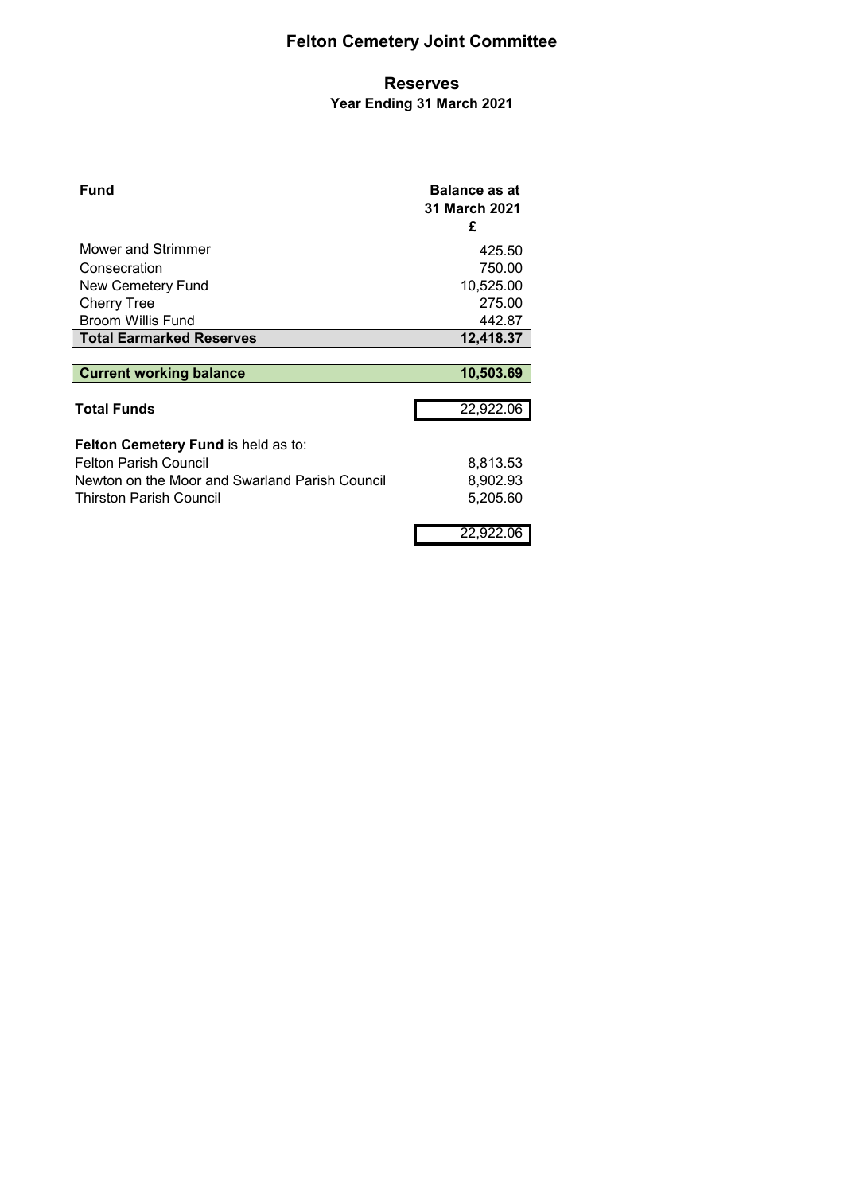# Felton Cemetery Joint Committee

## Reserves

**Year Ending 31 March 2021**

| **Fund** | **Balance as at 31 March 2021 £** |
|---|---|
| Mower and Strimmer | 425.50 |
| Consecration | 750.00 |
| New Cemetery Fund | 10,525.00 |
| Cherry Tree | 275.00 |
| Broom Willis Fund | 442.87 |
| **Total Earmarked Reserves** | **12,418.37** |
| | |
| **Current working balance** | **10,503.69** |
| | |
| **Total Funds** | 22,922.06 |

**Felton Cemetery Fund** is held as to:

| | |
|---|---|
| Felton Parish Council | 8,813.53 |
| Newton on the Moor and Swarland Parish Council | 8,902.93 |
| Thirston Parish Council | 5,205.60 |
| | 22,922.06 |